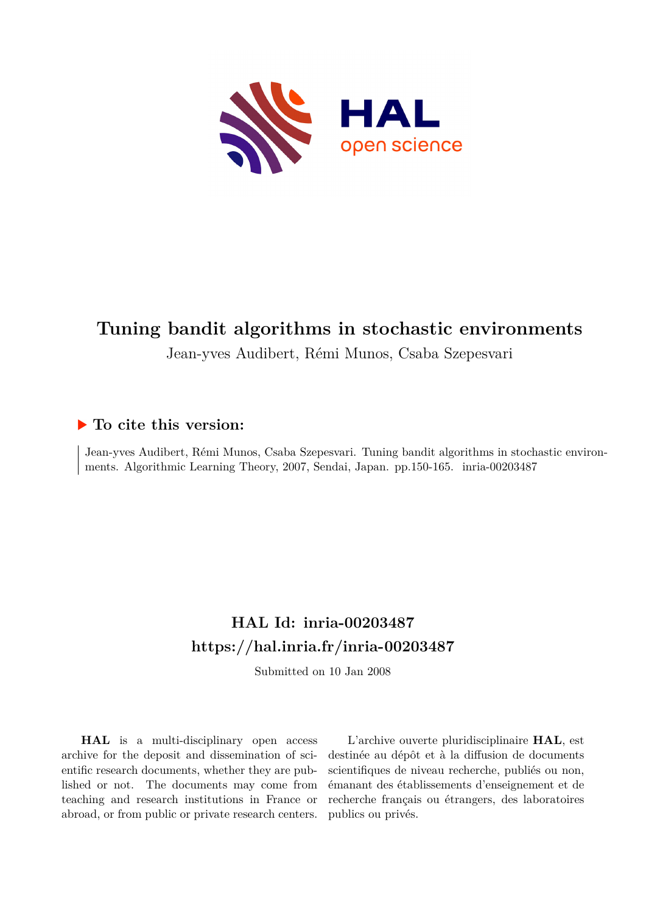# Tuning bandit algorithms in stochastic environments

Jean-yves Audibert, Rémi Munos, Csaba Szepesvari

## ▶ To cite this version:

Jean-yves Audibert, Rémi Munos, Csaba Szepesvari. Tuning bandit algorithms in stochastic environments. Algorithmic Learning Theory, 2007, Sendai, Japan. pp.150-165. inria-00203487

## HAL Id: inria-00203487

## https://hal.inria.fr/inria-00203487

Submitted on 10 Jan 2008

**HAL** is a multi-disciplinary open access archive for the deposit and dissemination of scientific research documents, whether they are published or not. The documents may come from teaching and research institutions in France or abroad, or from public or private research centers.

L'archive ouverte pluridisciplinaire **HAL**, est destinée au dépôt et à la diffusion de documents scientifiques de niveau recherche, publiés ou non, émanant des établissements d'enseignement et de recherche français ou étrangers, des laboratoires publics ou privés.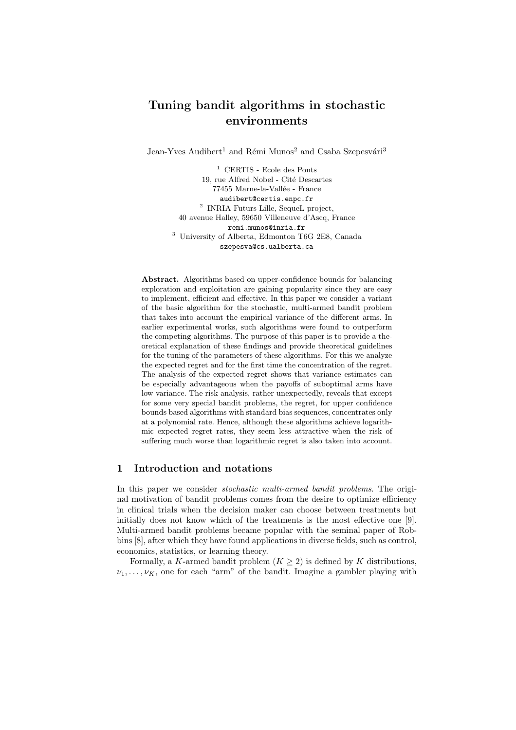# Tuning bandit algorithms in stochastic environments

Jean-Yves Audibert[1] and Rémi Munos[2] and Csaba Szepesvári[3]

[1] CERTIS - Ecole des Ponts
19, rue Alfred Nobel - Cité Descartes
77455 Marne-la-Vallée - France
audibert@certis.enpc.fr

[2] INRIA Futurs Lille, SequeL project,
40 avenue Halley, 59650 Villeneuve d'Ascq, France
remi.munos@inria.fr

[3] University of Alberta, Edmonton T6G 2E8, Canada
szepesva@cs.ualberta.ca

**Abstract.** Algorithms based on upper-confidence bounds for balancing exploration and exploitation are gaining popularity since they are easy to implement, efficient and effective. In this paper we consider a variant of the basic algorithm for the stochastic, multi-armed bandit problem that takes into account the empirical variance of the different arms. In earlier experimental works, such algorithms were found to outperform the competing algorithms. The purpose of this paper is to provide a theoretical explanation of these findings and provide theoretical guidelines for the tuning of the parameters of these algorithms. For this we analyze the expected regret and for the first time the concentration of the regret. The analysis of the expected regret shows that variance estimates can be especially advantageous when the payoffs of suboptimal arms have low variance. The risk analysis, rather unexpectedly, reveals that except for some very special bandit problems, the regret, for upper confidence bounds based algorithms with standard bias sequences, concentrates only at a polynomial rate. Hence, although these algorithms achieve logarithmic expected regret rates, they seem less attractive when the risk of suffering much worse than logarithmic regret is also taken into account.

## 1 Introduction and notations

In this paper we consider *stochastic multi-armed bandit problems*. The original motivation of bandit problems comes from the desire to optimize efficiency in clinical trials when the decision maker can choose between treatments but initially does not know which of the treatments is the most effective one [9]. Multi-armed bandit problems became popular with the seminal paper of Robbins [8], after which they have found applications in diverse fields, such as control, economics, statistics, or learning theory.

Formally, a $K$-armed bandit problem ($K \geq 2$) is defined by $K$ distributions, $\nu_1, \ldots, \nu_K$, one for each "arm" of the bandit. Imagine a gambler playing with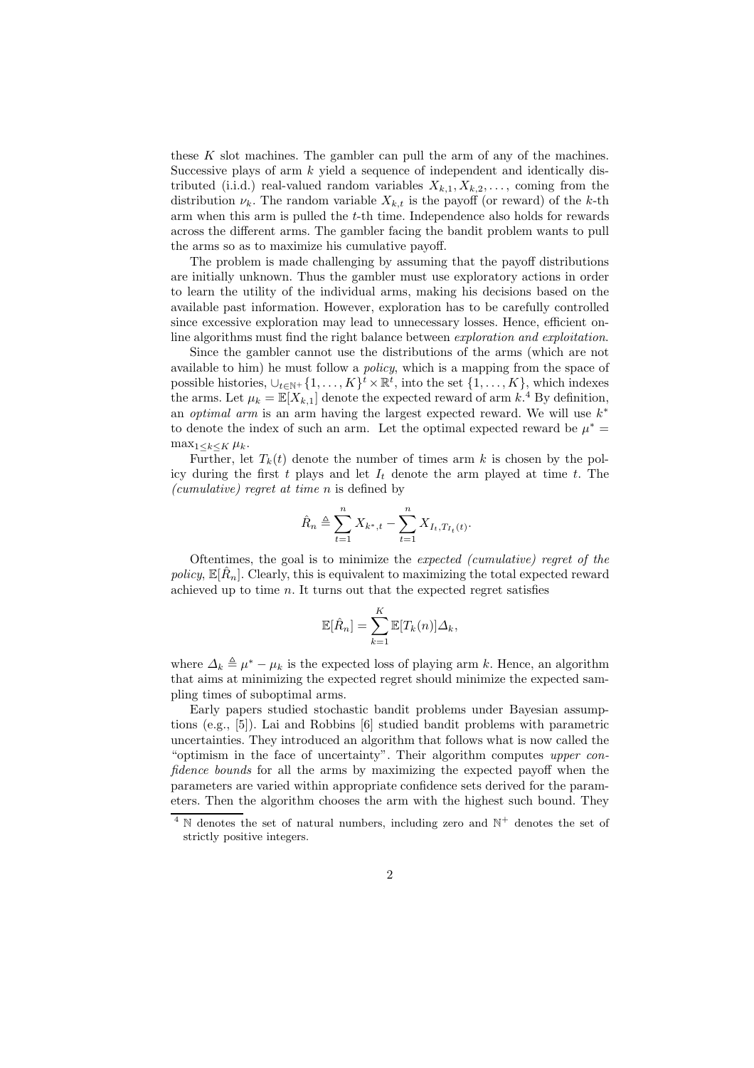these $K$ slot machines. The gambler can pull the arm of any of the machines. Successive plays of arm $k$ yield a sequence of independent and identically distributed (i.i.d.) real-valued random variables $X_{k,1}, X_{k,2}, \ldots$, coming from the distribution $\nu_k$. The random variable $X_{k,t}$ is the payoff (or reward) of the $k$-th arm when this arm is pulled the $t$-th time. Independence also holds for rewards across the different arms. The gambler facing the bandit problem wants to pull the arms so as to maximize his cumulative payoff.

The problem is made challenging by assuming that the payoff distributions are initially unknown. Thus the gambler must use exploratory actions in order to learn the utility of the individual arms, making his decisions based on the available past information. However, exploration has to be carefully controlled since excessive exploration may lead to unnecessary losses. Hence, efficient online algorithms must find the right balance between *exploration and exploitation*.

Since the gambler cannot use the distributions of the arms (which are not available to him) he must follow a *policy*, which is a mapping from the space of possible histories, $\cup_{t \in \mathbb{N}^+} \{1, \ldots, K\}^t \times \mathbb{R}^t$, into the set $\{1, \ldots, K\}$, which indexes the arms. Let $\mu_k = \mathbb{E}[X_{k,1}]$ denote the expected reward of arm $k$.[4] By definition, an *optimal arm* is an arm having the largest expected reward. We will use $k^*$ to denote the index of such an arm. Let the optimal expected reward be $\mu^* = \max_{1 \le k \le K} \mu_k$.

Further, let $T_k(t)$ denote the number of times arm $k$ is chosen by the policy during the first $t$ plays and let $I_t$ denote the arm played at time $t$. The *(cumulative) regret at time $n$* is defined by

$$\hat{R}_n \triangleq \sum_{t=1}^{n} X_{k^*,t} - \sum_{t=1}^{n} X_{I_t, T_{I_t}(t)}.$$

Oftentimes, the goal is to minimize the *expected (cumulative) regret of the policy*, $\mathbb{E}[\hat{R}_n]$. Clearly, this is equivalent to maximizing the total expected reward achieved up to time $n$. It turns out that the expected regret satisfies

$$\mathbb{E}[\hat{R}_n] = \sum_{k=1}^{K} \mathbb{E}[T_k(n)] \Delta_k,$$

where $\Delta_k \triangleq \mu^* - \mu_k$ is the expected loss of playing arm $k$. Hence, an algorithm that aims at minimizing the expected regret should minimize the expected sampling times of suboptimal arms.

Early papers studied stochastic bandit problems under Bayesian assumptions (e.g., [5]). Lai and Robbins [6] studied bandit problems with parametric uncertainties. They introduced an algorithm that follows what is now called the "optimism in the face of uncertainty". Their algorithm computes *upper confidence bounds* for all the arms by maximizing the expected payoff when the parameters are varied within appropriate confidence sets derived for the parameters. Then the algorithm chooses the arm with the highest such bound. They

[4] $\mathbb{N}$ denotes the set of natural numbers, including zero and $\mathbb{N}^+$ denotes the set of strictly positive integers.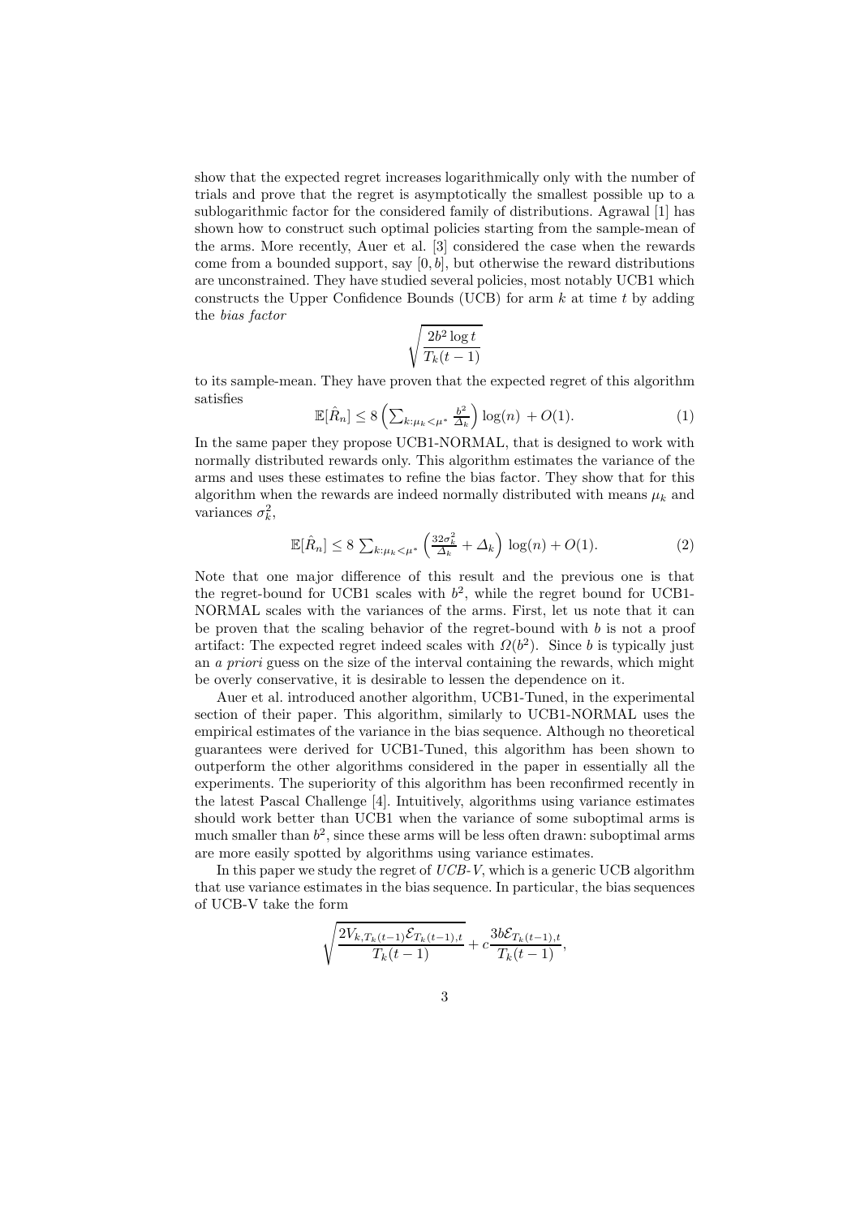show that the expected regret increases logarithmically only with the number of trials and prove that the regret is asymptotically the smallest possible up to a sublogarithmic factor for the considered family of distributions. Agrawal [1] has shown how to construct such optimal policies starting from the sample-mean of the arms. More recently, Auer et al. [3] considered the case when the rewards come from a bounded support, say $[0, b]$, but otherwise the reward distributions are unconstrained. They have studied several policies, most notably UCB1 which constructs the Upper Confidence Bounds (UCB) for arm $k$ at time $t$ by adding the *bias factor*

$$\sqrt{\frac{2b^2 \log t}{T_k(t-1)}}$$

to its sample-mean. They have proven that the expected regret of this algorithm satisfies

$$\mathbb{E}[\hat{R}_n] \leq 8 \left( \sum_{k:\mu_k < \mu^*} \frac{b^2}{\Delta_k} \right) \log(n) + O(1). \tag{1}$$

In the same paper they propose UCB1-NORMAL, that is designed to work with normally distributed rewards only. This algorithm estimates the variance of the arms and uses these estimates to refine the bias factor. They show that for this algorithm when the rewards are indeed normally distributed with means $\mu_k$ and variances $\sigma_k^2$,

$$\mathbb{E}[\hat{R}_n] \leq 8 \sum_{k:\mu_k < \mu^*} \left( \frac{32\sigma_k^2}{\Delta_k} + \Delta_k \right) \log(n) + O(1). \tag{2}$$

Note that one major difference of this result and the previous one is that the regret-bound for UCB1 scales with $b^2$, while the regret bound for UCB1-NORMAL scales with the variances of the arms. First, let us note that it can be proven that the scaling behavior of the regret-bound with $b$ is not a proof artifact: The expected regret indeed scales with $\Omega(b^2)$. Since $b$ is typically just an *a priori* guess on the size of the interval containing the rewards, which might be overly conservative, it is desirable to lessen the dependence on it.

Auer et al. introduced another algorithm, UCB1-Tuned, in the experimental section of their paper. This algorithm, similarly to UCB1-NORMAL uses the empirical estimates of the variance in the bias sequence. Although no theoretical guarantees were derived for UCB1-Tuned, this algorithm has been shown to outperform the other algorithms considered in the paper in essentially all the experiments. The superiority of this algorithm has been reconfirmed recently in the latest Pascal Challenge [4]. Intuitively, algorithms using variance estimates should work better than UCB1 when the variance of some suboptimal arms is much smaller than $b^2$, since these arms will be less often drawn: suboptimal arms are more easily spotted by algorithms using variance estimates.

In this paper we study the regret of *UCB-V*, which is a generic UCB algorithm that use variance estimates in the bias sequence. In particular, the bias sequences of UCB-V take the form

$$\sqrt{\frac{2V_{k,T_k(t-1)}\mathcal{E}_{T_k(t-1),t}}{T_k(t-1)}} + c\frac{3b\mathcal{E}_{T_k(t-1),t}}{T_k(t-1)},$$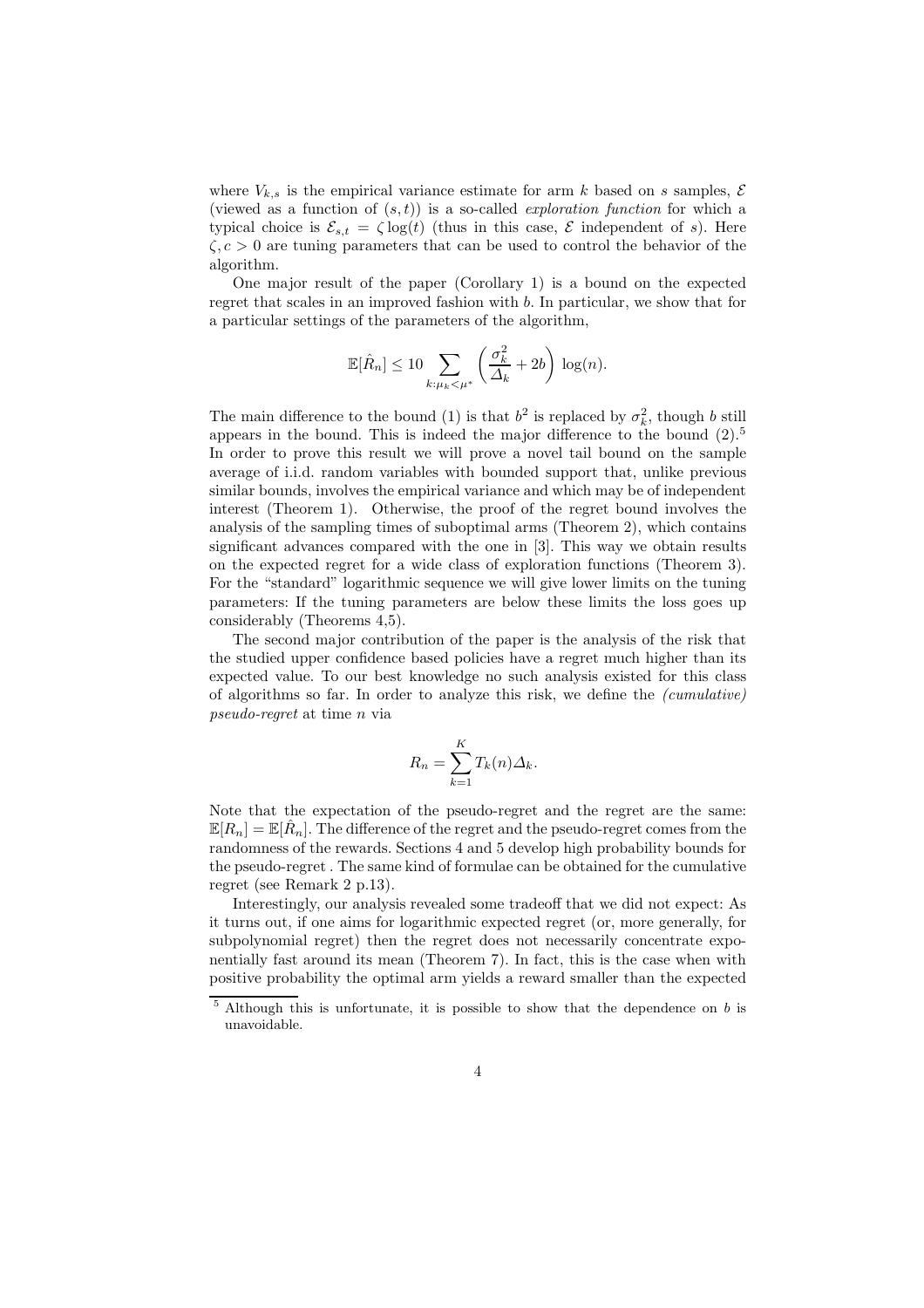where $V_{k,s}$ is the empirical variance estimate for arm $k$ based on $s$ samples, $\mathcal{E}$ (viewed as a function of $(s,t)$) is a so-called *exploration function* for which a typical choice is $\mathcal{E}_{s,t} = \zeta \log(t)$ (thus in this case, $\mathcal{E}$ independent of $s$). Here $\zeta, c > 0$ are tuning parameters that can be used to control the behavior of the algorithm.

One major result of the paper (Corollary 1) is a bound on the expected regret that scales in an improved fashion with $b$. In particular, we show that for a particular settings of the parameters of the algorithm,

$$\mathbb{E}[\hat{R}_n] \leq 10 \sum_{k:\mu_k < \mu^*} \left( \frac{\sigma_k^2}{\Delta_k} + 2b \right) \log(n).$$

The main difference to the bound (1) is that $b^2$ is replaced by $\sigma_k^2$, though $b$ still appears in the bound. This is indeed the major difference to the bound (2).[5] In order to prove this result we will prove a novel tail bound on the sample average of i.i.d. random variables with bounded support that, unlike previous similar bounds, involves the empirical variance and which may be of independent interest (Theorem 1). Otherwise, the proof of the regret bound involves the analysis of the sampling times of suboptimal arms (Theorem 2), which contains significant advances compared with the one in [3]. This way we obtain results on the expected regret for a wide class of exploration functions (Theorem 3). For the "standard" logarithmic sequence we will give lower limits on the tuning parameters: If the tuning parameters are below these limits the loss goes up considerably (Theorems 4,5).

The second major contribution of the paper is the analysis of the risk that the studied upper confidence based policies have a regret much higher than its expected value. To our best knowledge no such analysis existed for this class of algorithms so far. In order to analyze this risk, we define the *(cumulative) pseudo-regret* at time $n$ via

$$R_n = \sum_{k=1}^{K} T_k(n) \Delta_k.$$

Note that the expectation of the pseudo-regret and the regret are the same: $\mathbb{E}[R_n] = \mathbb{E}[\hat{R}_n]$. The difference of the regret and the pseudo-regret comes from the randomness of the rewards. Sections 4 and 5 develop high probability bounds for the pseudo-regret . The same kind of formulae can be obtained for the cumulative regret (see Remark 2 p.13).

Interestingly, our analysis revealed some tradeoff that we did not expect: As it turns out, if one aims for logarithmic expected regret (or, more generally, for subpolynomial regret) then the regret does not necessarily concentrate exponentially fast around its mean (Theorem 7). In fact, this is the case when with positive probability the optimal arm yields a reward smaller than the expected

[5] Although this is unfortunate, it is possible to show that the dependence on $b$ is unavoidable.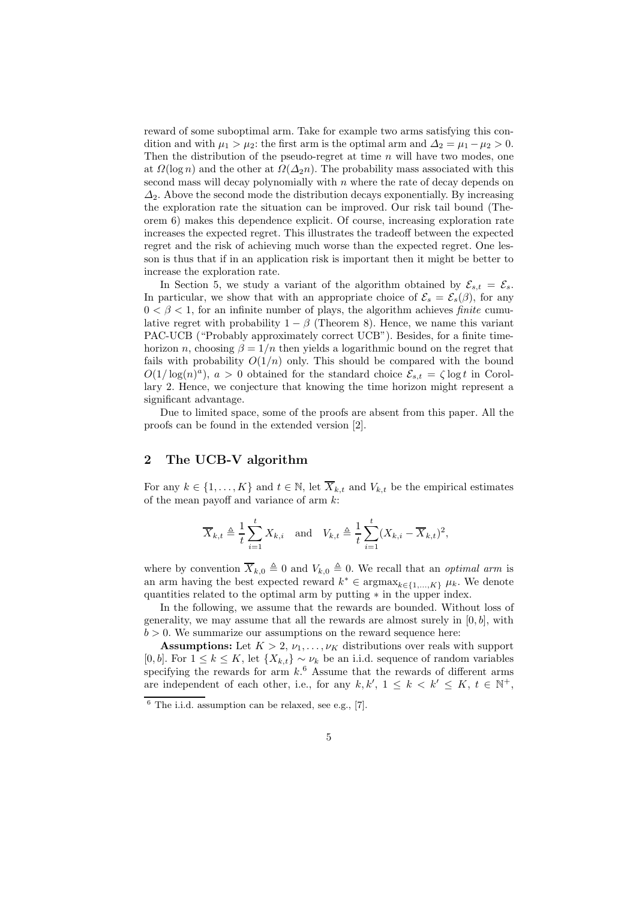reward of some suboptimal arm. Take for example two arms satisfying this condition and with $\mu_1 > \mu_2$: the first arm is the optimal arm and $\Delta_2 = \mu_1 - \mu_2 > 0$. Then the distribution of the pseudo-regret at time $n$ will have two modes, one at $\Omega(\log n)$ and the other at $\Omega(\Delta_2 n)$. The probability mass associated with this second mass will decay polynomially with $n$ where the rate of decay depends on $\Delta_2$. Above the second mode the distribution decays exponentially. By increasing the exploration rate the situation can be improved. Our risk tail bound (Theorem 6) makes this dependence explicit. Of course, increasing exploration rate increases the expected regret. This illustrates the tradeoff between the expected regret and the risk of achieving much worse than the expected regret. One lesson is thus that if in an application risk is important then it might be better to increase the exploration rate.

In Section 5, we study a variant of the algorithm obtained by $\mathcal{E}_{s,t} = \mathcal{E}_s$. In particular, we show that with an appropriate choice of $\mathcal{E}_s = \mathcal{E}_s(\beta)$, for any $0 < \beta < 1$, for an infinite number of plays, the algorithm achieves *finite* cumulative regret with probability $1 - \beta$ (Theorem 8). Hence, we name this variant PAC-UCB ("Probably approximately correct UCB"). Besides, for a finite time-horizon $n$, choosing $\beta = 1/n$ then yields a logarithmic bound on the regret that fails with probability $O(1/n)$ only. This should be compared with the bound $O(1/\log(n)^a)$, $a > 0$ obtained for the standard choice $\mathcal{E}_{s,t} = \zeta \log t$ in Corollary 2. Hence, we conjecture that knowing the time horizon might represent a significant advantage.

Due to limited space, some of the proofs are absent from this paper. All the proofs can be found in the extended version [2].

## 2 The UCB-V algorithm

For any $k \in \{1, \ldots, K\}$ and $t \in \mathbb{N}$, let $\overline{X}_{k,t}$ and $V_{k,t}$ be the empirical estimates of the mean payoff and variance of arm $k$:

$$\overline{X}_{k,t} \triangleq \frac{1}{t}\sum_{i=1}^{t} X_{k,i} \quad \text{and} \quad V_{k,t} \triangleq \frac{1}{t}\sum_{i=1}^{t}(X_{k,i} - \overline{X}_{k,t})^2,$$

where by convention $\overline{X}_{k,0} \triangleq 0$ and $V_{k,0} \triangleq 0$. We recall that an *optimal arm* is an arm having the best expected reward $k^* \in \operatorname{argmax}_{k \in \{1,\ldots,K\}} \mu_k$. We denote quantities related to the optimal arm by putting $*$ in the upper index.

In the following, we assume that the rewards are bounded. Without loss of generality, we may assume that all the rewards are almost surely in $[0, b]$, with $b > 0$. We summarize our assumptions on the reward sequence here:

**Assumptions:** Let $K > 2$, $\nu_1, \ldots, \nu_K$ distributions over reals with support $[0, b]$. For $1 \leq k \leq K$, let $\{X_{k,t}\} \sim \nu_k$ be an i.i.d. sequence of random variables specifying the rewards for arm $k$.[6] Assume that the rewards of different arms are independent of each other, i.e., for any $k, k'$, $1 \leq k < k' \leq K$, $t \in \mathbb{N}^+$,

[6] The i.i.d. assumption can be relaxed, see e.g., [7].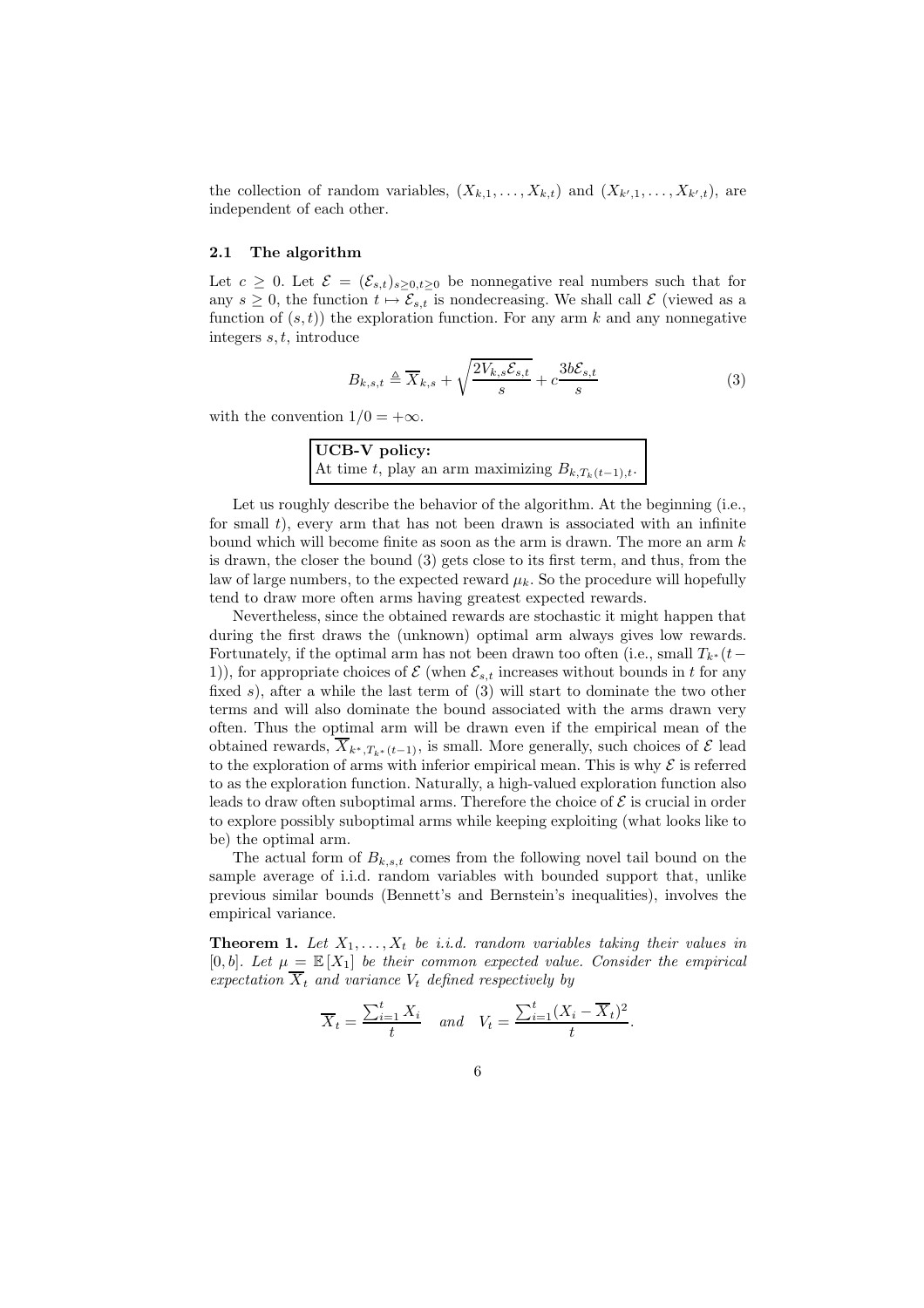the collection of random variables, $(X_{k,1}, \ldots, X_{k,t})$ and $(X_{k',1}, \ldots, X_{k',t})$, are independent of each other.

### 2.1 The algorithm

Let $c \geq 0$. Let $\mathcal{E} = (\mathcal{E}_{s,t})_{s\geq 0, t\geq 0}$ be nonnegative real numbers such that for any $s \geq 0$, the function $t \mapsto \mathcal{E}_{s,t}$ is nondecreasing. We shall call $\mathcal{E}$ (viewed as a function of $(s,t)$) the exploration function. For any arm $k$ and any nonnegative integers $s, t$, introduce

$$B_{k,s,t} \triangleq \overline{X}_{k,s} + \sqrt{\frac{2V_{k,s}\mathcal{E}_{s,t}}{s}} + c\frac{3b\mathcal{E}_{s,t}}{s} \tag{3}$$

with the convention $1/0 = +\infty$.

> **UCB-V policy:**
> At time $t$, play an arm maximizing $B_{k,T_k(t-1),t}$.

Let us roughly describe the behavior of the algorithm. At the beginning (i.e., for small $t$), every arm that has not been drawn is associated with an infinite bound which will become finite as soon as the arm is drawn. The more an arm $k$ is drawn, the closer the bound (3) gets close to its first term, and thus, from the law of large numbers, to the expected reward $\mu_k$. So the procedure will hopefully tend to draw more often arms having greatest expected rewards.

Nevertheless, since the obtained rewards are stochastic it might happen that during the first draws the (unknown) optimal arm always gives low rewards. Fortunately, if the optimal arm has not been drawn too often (i.e., small $T_{k^*}(t-1)$), for appropriate choices of $\mathcal{E}$ (when $\mathcal{E}_{s,t}$ increases without bounds in $t$ for any fixed $s$), after a while the last term of (3) will start to dominate the two other terms and will also dominate the bound associated with the arms drawn very often. Thus the optimal arm will be drawn even if the empirical mean of the obtained rewards, $\overline{X}_{k^*,T_{k^*}(t-1)}$, is small. More generally, such choices of $\mathcal{E}$ lead to the exploration of arms with inferior empirical mean. This is why $\mathcal{E}$ is referred to as the exploration function. Naturally, a high-valued exploration function also leads to draw often suboptimal arms. Therefore the choice of $\mathcal{E}$ is crucial in order to explore possibly suboptimal arms while keeping exploiting (what looks like to be) the optimal arm.

The actual form of $B_{k,s,t}$ comes from the following novel tail bound on the sample average of i.i.d. random variables with bounded support that, unlike previous similar bounds (Bennett's and Bernstein's inequalities), involves the empirical variance.

**Theorem 1.** *Let $X_1, \ldots, X_t$ be i.i.d. random variables taking their values in $[0, b]$. Let $\mu = \mathbb{E}[X_1]$ be their common expected value. Consider the empirical expectation $\overline{X}_t$ and variance $V_t$ defined respectively by*

$$\overline{X}_t = \frac{\sum_{i=1}^t X_i}{t} \quad \textit{and} \quad V_t = \frac{\sum_{i=1}^t (X_i - \overline{X}_t)^2}{t}.$$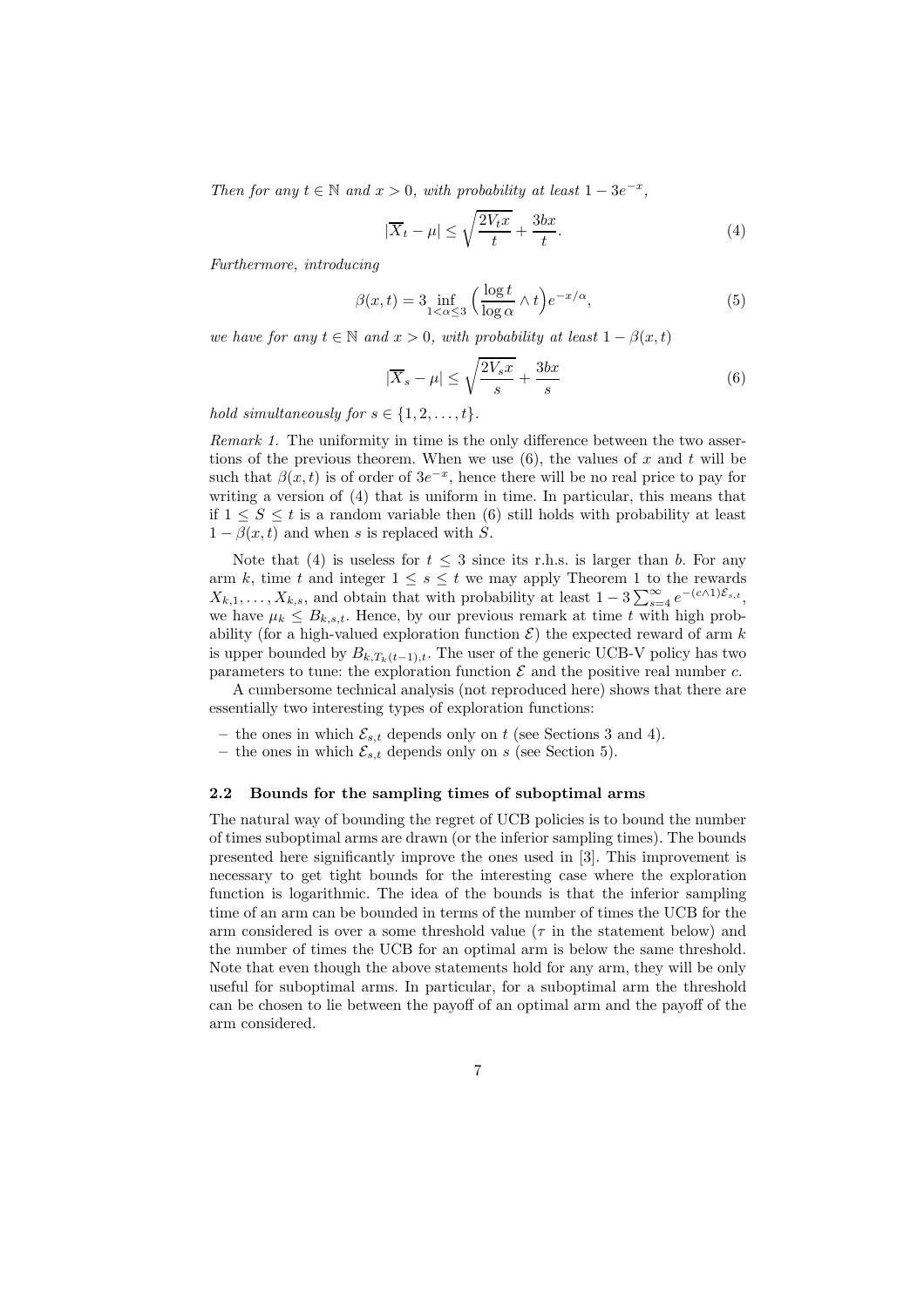*Then for any $t \in \mathbb{N}$ and $x > 0$, with probability at least $1 - 3e^{-x}$,*

$$|\overline{X}_t - \mu| \leq \sqrt{\frac{2V_t x}{t}} + \frac{3bx}{t}. \tag{4}$$

*Furthermore, introducing*

$$\beta(x,t) = 3 \inf_{1<\alpha\leq 3} \Big(\frac{\log t}{\log \alpha} \wedge t\Big) e^{-x/\alpha}, \tag{5}$$

*we have for any $t \in \mathbb{N}$ and $x > 0$, with probability at least $1 - \beta(x,t)$*

$$|\overline{X}_s - \mu| \leq \sqrt{\frac{2V_s x}{s}} + \frac{3bx}{s} \tag{6}$$

*hold simultaneously for $s \in \{1, 2, \ldots, t\}$.*

*Remark 1.* The uniformity in time is the only difference between the two assertions of the previous theorem. When we use (6), the values of $x$ and $t$ will be such that $\beta(x,t)$ is of order of $3e^{-x}$, hence there will be no real price to pay for writing a version of (4) that is uniform in time. In particular, this means that if $1 \leq S \leq t$ is a random variable then (6) still holds with probability at least $1 - \beta(x,t)$ and when $s$ is replaced with $S$.

Note that (4) is useless for $t \leq 3$ since its r.h.s. is larger than $b$. For any arm $k$, time $t$ and integer $1 \leq s \leq t$ we may apply Theorem 1 to the rewards $X_{k,1}, \ldots, X_{k,s}$, and obtain that with probability at least $1 - 3\sum_{s=4}^{\infty} e^{-(c\wedge 1)\mathcal{E}_{s,t}}$, we have $\mu_k \leq B_{k,s,t}$. Hence, by our previous remark at time $t$ with high probability (for a high-valued exploration function $\mathcal{E}$) the expected reward of arm $k$ is upper bounded by $B_{k,T_k(t-1),t}$. The user of the generic UCB-V policy has two parameters to tune: the exploration function $\mathcal{E}$ and the positive real number $c$.

A cumbersome technical analysis (not reproduced here) shows that there are essentially two interesting types of exploration functions:

- the ones in which $\mathcal{E}_{s,t}$ depends only on $t$ (see Sections 3 and 4).
- the ones in which $\mathcal{E}_{s,t}$ depends only on $s$ (see Section 5).

### 2.2 Bounds for the sampling times of suboptimal arms

The natural way of bounding the regret of UCB policies is to bound the number of times suboptimal arms are drawn (or the inferior sampling times). The bounds presented here significantly improve the ones used in [3]. This improvement is necessary to get tight bounds for the interesting case where the exploration function is logarithmic. The idea of the bounds is that the inferior sampling time of an arm can be bounded in terms of the number of times the UCB for the arm considered is over a some threshold value ($\tau$ in the statement below) and the number of times the UCB for an optimal arm is below the same threshold. Note that even though the above statements hold for any arm, they will be only useful for suboptimal arms. In particular, for a suboptimal arm the threshold can be chosen to lie between the payoff of an optimal arm and the payoff of the arm considered.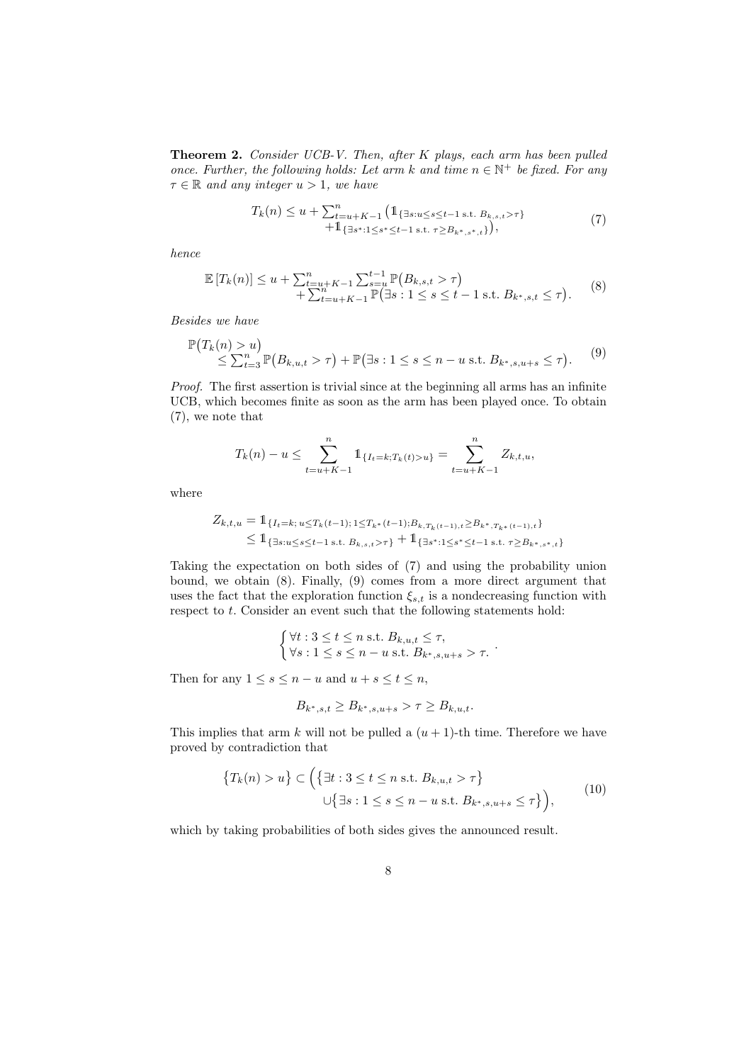**Theorem 2.** *Consider UCB-V. Then, after $K$ plays, each arm has been pulled once. Further, the following holds: Let arm $k$ and time $n \in \mathbb{N}^+$ be fixed. For any $\tau \in \mathbb{R}$ and any integer $u > 1$, we have*

$$T_k(n) \le u + \sum_{t=u+K-1}^{n} \big(\mathbb{1}_{\{\exists s : u \le s \le t-1 \text{ s.t. } B_{k,s,t} > \tau\}} \\ + \mathbb{1}_{\{\exists s^* : 1 \le s^* \le t-1 \text{ s.t. } \tau \ge B_{k^*,s^*,t}\}}\big), \tag{7}$$

*hence*

$$\mathbb{E}\left[T_k(n)\right] \le u + \sum_{t=u+K-1}^{n} \sum_{s=u}^{t-1} \mathbb{P}\big(B_{k,s,t} > \tau\big) \\ + \sum_{t=u+K-1}^{n} \mathbb{P}\big(\exists s : 1 \le s \le t-1 \text{ s.t. } B_{k^*,s,t} \le \tau\big). \tag{8}$$

*Besides we have*

$$\mathbb{P}\big(T_k(n) > u\big) \\ \le \sum_{t=3}^{n} \mathbb{P}\big(B_{k,u,t} > \tau\big) + \mathbb{P}\big(\exists s : 1 \le s \le n-u \text{ s.t. } B_{k^*,s,u+s} \le \tau\big). \tag{9}$$

*Proof.* The first assertion is trivial since at the beginning all arms has an infinite UCB, which becomes finite as soon as the arm has been played once. To obtain (7), we note that

$$T_k(n) - u \le \sum_{t=u+K-1}^{n} \mathbb{1}_{\{I_t = k; T_k(t) > u\}} = \sum_{t=u+K-1}^{n} Z_{k,t,u},$$

where

$$Z_{k,t,u} = \mathbb{1}_{\{I_t = k;\, u \le T_k(t-1);\, 1 \le T_{k^*}(t-1);\, B_{k,T_k(t-1),t} \ge B_{k^*,T_{k^*}(t-1),t}\}} \\ \le \mathbb{1}_{\{\exists s : u \le s \le t-1 \text{ s.t. } B_{k,s,t} > \tau\}} + \mathbb{1}_{\{\exists s^* : 1 \le s^* \le t-1 \text{ s.t. } \tau \ge B_{k^*,s^*,t}\}}$$

Taking the expectation on both sides of (7) and using the probability union bound, we obtain (8). Finally, (9) comes from a more direct argument that uses the fact that the exploration function $\xi_{s,t}$ is a nondecreasing function with respect to $t$. Consider an event such that the following statements hold:

$$\begin{cases} \forall t : 3 \le t \le n \text{ s.t. } B_{k,u,t} \le \tau, \\ \forall s : 1 \le s \le n-u \text{ s.t. } B_{k^*,s,u+s} > \tau. \end{cases}.$$

Then for any $1 \le s \le n-u$ and $u+s \le t \le n$,

$$B_{k^*,s,t} \ge B_{k^*,s,u+s} > \tau \ge B_{k,u,t}.$$

This implies that arm $k$ will not be pulled a $(u+1)$-th time. Therefore we have proved by contradiction that

$$\big\{T_k(n) > u\big\} \subset \Big(\big\{\exists t : 3 \le t \le n \text{ s.t. } B_{k,u,t} > \tau\big\} \\ \cup \big\{\exists s : 1 \le s \le n-u \text{ s.t. } B_{k^*,s,u+s} \le \tau\big\}\Big), \tag{10}$$

which by taking probabilities of both sides gives the announced result.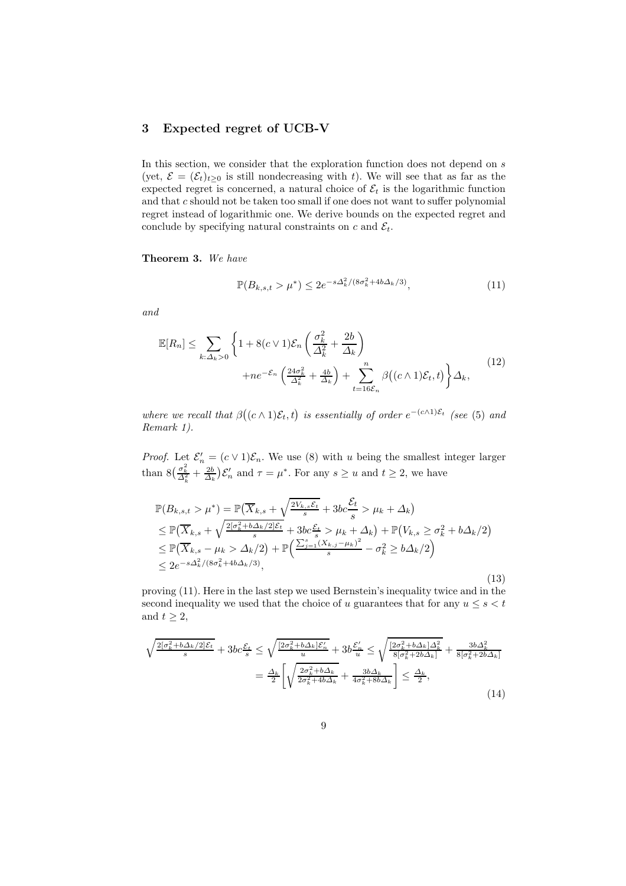## 3 Expected regret of UCB-V

In this section, we consider that the exploration function does not depend on $s$ (yet, $\mathcal{E} = (\mathcal{E}_t)_{t \geq 0}$ is still nondecreasing with $t$). We will see that as far as the expected regret is concerned, a natural choice of $\mathcal{E}_t$ is the logarithmic function and that $c$ should not be taken too small if one does not want to suffer polynomial regret instead of logarithmic one. We derive bounds on the expected regret and conclude by specifying natural constraints on $c$ and $\mathcal{E}_t$.

**Theorem 3.** *We have*

$$\mathbb{P}(B_{k,s,t} > \mu^*) \leq 2e^{-s\Delta_k^2/(8\sigma_k^2 + 4b\Delta_k/3)}, \tag{11}$$

*and*

$$\begin{aligned} \mathbb{E}[R_n] \leq \sum_{k:\Delta_k > 0} \bigg\{ 1 + 8(c \vee 1)\mathcal{E}_n \left( \frac{\sigma_k^2}{\Delta_k^2} + \frac{2b}{\Delta_k} \right) \\ + ne^{-\mathcal{E}_n \left( \frac{24\sigma_k^2}{\Delta_k^2} + \frac{4b}{\Delta_k} \right)} + \sum_{t=16\mathcal{E}_n}^{n} \beta\big((c \wedge 1)\mathcal{E}_t, t\big) \bigg\} \Delta_k, \end{aligned} \tag{12}$$

*where we recall that $\beta\big((c \wedge 1)\mathcal{E}_t, t\big)$ is essentially of order $e^{-(c\wedge 1)\mathcal{E}_t}$ (see (5) and Remark 1).*

*Proof.* Let $\mathcal{E}'_n = (c \vee 1)\mathcal{E}_n$. We use (8) with $u$ being the smallest integer larger than $8\big(\frac{\sigma_k^2}{\Delta_k^2} + \frac{2b}{\Delta_k}\big)\mathcal{E}'_n$ and $\tau = \mu^*$. For any $s \geq u$ and $t \geq 2$, we have

$$\begin{aligned} &\mathbb{P}(B_{k,s,t} > \mu^*) = \mathbb{P}\big(\overline{X}_{k,s} + \sqrt{\tfrac{2V_{k,s}\mathcal{E}_t}{s}} + 3bc\frac{\mathcal{E}_t}{s} > \mu_k + \Delta_k\big) \\ &\leq \mathbb{P}\big(\overline{X}_{k,s} + \sqrt{\tfrac{2[\sigma_k^2 + b\Delta_k/2]\mathcal{E}_t}{s}} + 3bc\tfrac{\mathcal{E}_t}{s} > \mu_k + \Delta_k\big) + \mathbb{P}\big(V_{k,s} \geq \sigma_k^2 + b\Delta_k/2\big) \\ &\leq \mathbb{P}\big(\overline{X}_{k,s} - \mu_k > \Delta_k/2\big) + \mathbb{P}\Big(\tfrac{\sum_{j=1}^{s}(X_{k,j}-\mu_k)^2}{s} - \sigma_k^2 \geq b\Delta_k/2\Big) \\ &\leq 2e^{-s\Delta_k^2/(8\sigma_k^2 + 4b\Delta_k/3)}, \end{aligned} \tag{13}$$

proving (11). Here in the last step we used Bernstein's inequality twice and in the second inequality we used that the choice of $u$ guarantees that for any $u \leq s < t$ and $t \geq 2$,

$$\begin{aligned} \sqrt{\tfrac{2[\sigma_k^2 + b\Delta_k/2]\mathcal{E}_t}{s}} + 3bc\tfrac{\mathcal{E}_t}{s} &\leq \sqrt{\tfrac{[2\sigma_k^2 + b\Delta_k]\mathcal{E}'_n}{u}} + 3b\tfrac{\mathcal{E}'_n}{u} \leq \sqrt{\tfrac{[2\sigma_k^2 + b\Delta_k]\Delta_k^2}{8[\sigma_k^2 + 2b\Delta_k]}} + \tfrac{3b\Delta_k^2}{8[\sigma_k^2 + 2b\Delta_k]} \\ &= \tfrac{\Delta_k}{2}\left[\sqrt{\tfrac{2\sigma_k^2 + b\Delta_k}{2\sigma_k^2 + 4b\Delta_k}} + \tfrac{3b\Delta_k}{4\sigma_k^2 + 8b\Delta_k}\right] \leq \tfrac{\Delta_k}{2}, \end{aligned} \tag{14}$$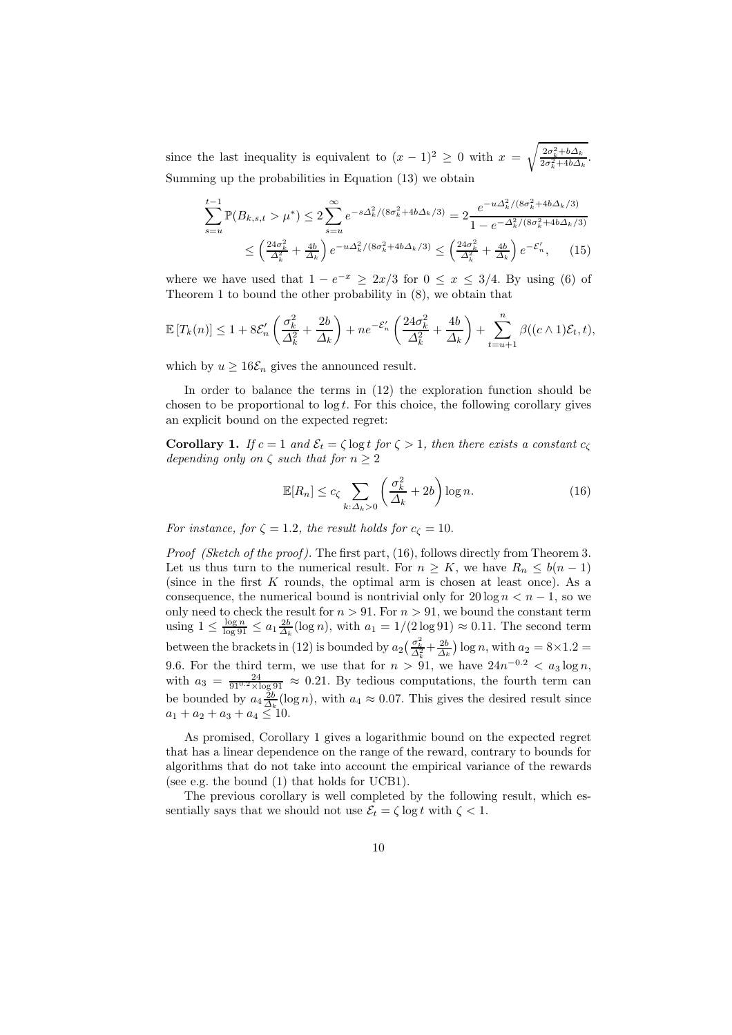since the last inequality is equivalent to $(x-1)^2 \geq 0$ with $x = \sqrt{\frac{2\sigma_k^2 + b\Delta_k}{2\sigma_k^2 + 4b\Delta_k}}$. Summing up the probabilities in Equation (13) we obtain

$$\sum_{s=u}^{t-1} \mathbb{P}(B_{k,s,t} > \mu^*) \leq 2\sum_{s=u}^{\infty} e^{-s\Delta_k^2/(8\sigma_k^2 + 4b\Delta_k/3)} = 2\frac{e^{-u\Delta_k^2/(8\sigma_k^2+4b\Delta_k/3)}}{1 - e^{-\Delta_k^2/(8\sigma_k^2+4b\Delta_k/3)}}$$
$$\leq \left(\tfrac{24\sigma_k^2}{\Delta_k^2} + \tfrac{4b}{\Delta_k}\right) e^{-u\Delta_k^2/(8\sigma_k^2+4b\Delta_k/3)} \leq \left(\tfrac{24\sigma_k^2}{\Delta_k^2} + \tfrac{4b}{\Delta_k}\right) e^{-\mathcal{E}'_n}, \qquad (15)$$

where we have used that $1 - e^{-x} \geq 2x/3$ for $0 \leq x \leq 3/4$. By using (6) of Theorem 1 to bound the other probability in (8), we obtain that

$$\mathbb{E}\left[T_k(n)\right] \leq 1 + 8\mathcal{E}'_n \left(\frac{\sigma_k^2}{\Delta_k^2} + \frac{2b}{\Delta_k}\right) + ne^{-\mathcal{E}'_n}\left(\frac{24\sigma_k^2}{\Delta_k^2} + \frac{4b}{\Delta_k}\right) + \sum_{t=u+1}^{n} \beta((c \wedge 1)\mathcal{E}_t, t),$$

which by $u \geq 16\mathcal{E}_n$ gives the announced result.

In order to balance the terms in (12) the exploration function should be chosen to be proportional to $\log t$. For this choice, the following corollary gives an explicit bound on the expected regret:

**Corollary 1.** *If $c = 1$ and $\mathcal{E}_t = \zeta \log t$ for $\zeta > 1$, then there exists a constant $c_\zeta$ depending only on $\zeta$ such that for $n \geq 2$*

$$\mathbb{E}[R_n] \leq c_\zeta \sum_{k:\Delta_k > 0} \left(\frac{\sigma_k^2}{\Delta_k} + 2b\right) \log n. \qquad (16)$$

*For instance, for $\zeta = 1.2$, the result holds for $c_\zeta = 10$.*

*Proof (Sketch of the proof).* The first part, (16), follows directly from Theorem 3. Let us thus turn to the numerical result. For $n \geq K$, we have $R_n \leq b(n-1)$ (since in the first $K$ rounds, the optimal arm is chosen at least once). As a consequence, the numerical bound is nontrivial only for $20 \log n < n - 1$, so we only need to check the result for $n > 91$. For $n > 91$, we bound the constant term using $1 \leq \frac{\log n}{\log 91} \leq a_1 \frac{2b}{\Delta_k}(\log n)$, with $a_1 = 1/(2\log 91) \approx 0.11$. The second term between the brackets in (12) is bounded by $a_2\big(\frac{\sigma_k^2}{\Delta_k^2} + \frac{2b}{\Delta_k}\big)\log n$, with $a_2 = 8 \times 1.2 = 9.6$. For the third term, we use that for $n > 91$, we have $24n^{-0.2} < a_3 \log n$, with $a_3 = \frac{24}{91^{0.2} \times \log 91} \approx 0.21$. By tedious computations, the fourth term can be bounded by $a_4 \frac{2b}{\Delta_k}(\log n)$, with $a_4 \approx 0.07$. This gives the desired result since $a_1 + a_2 + a_3 + a_4 \leq 10$.

As promised, Corollary 1 gives a logarithmic bound on the expected regret that has a linear dependence on the range of the reward, contrary to bounds for algorithms that do not take into account the empirical variance of the rewards (see e.g. the bound (1) that holds for UCB1).

The previous corollary is well completed by the following result, which essentially says that we should not use $\mathcal{E}_t = \zeta \log t$ with $\zeta < 1$.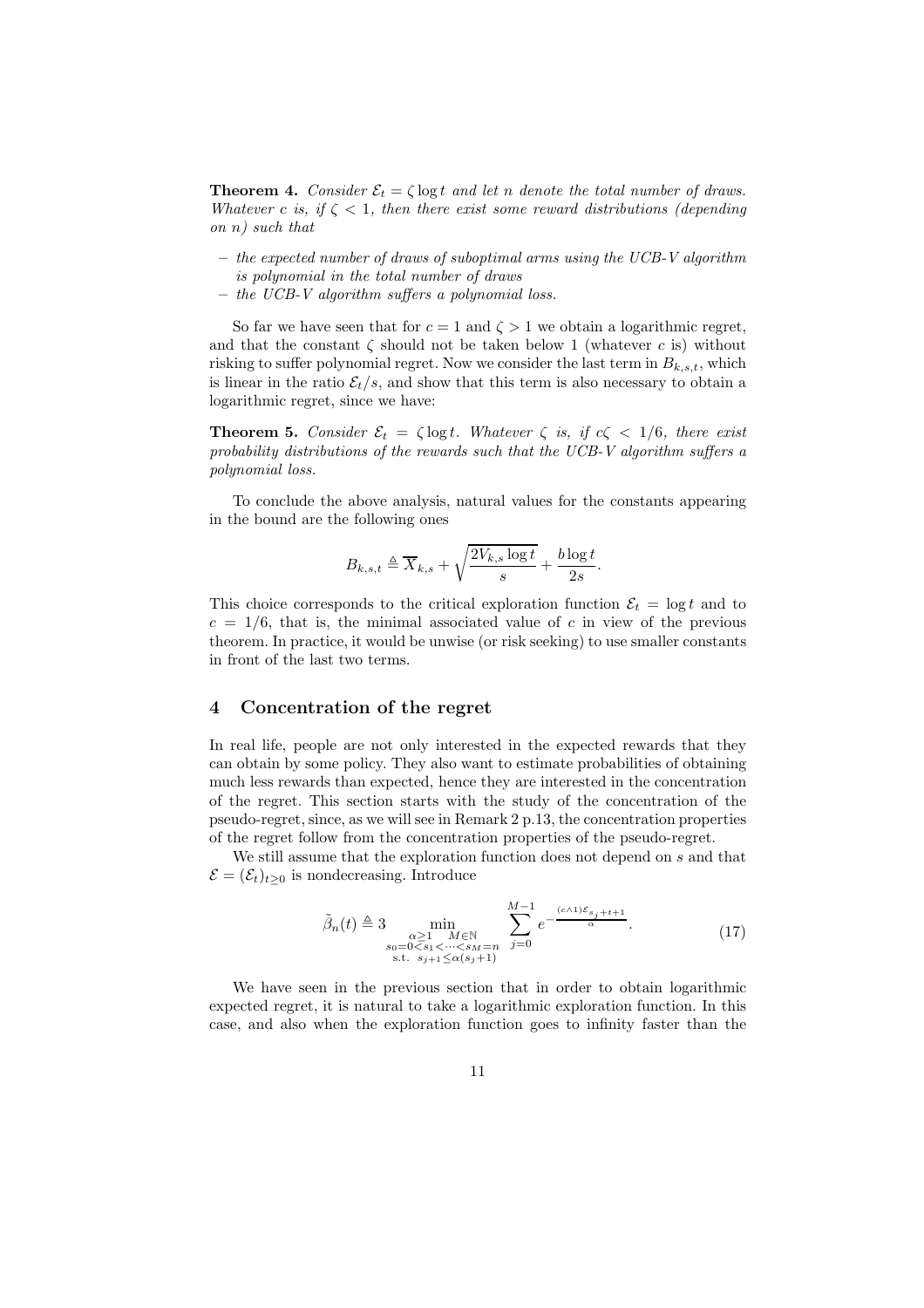**Theorem 4.** *Consider $\mathcal{E}_t = \zeta \log t$ and let $n$ denote the total number of draws. Whatever $c$ is, if $\zeta < 1$, then there exist some reward distributions (depending on $n$) such that*

- *the expected number of draws of suboptimal arms using the UCB-V algorithm is polynomial in the total number of draws*
- *the UCB-V algorithm suffers a polynomial loss.*

So far we have seen that for $c = 1$ and $\zeta > 1$ we obtain a logarithmic regret, and that the constant $\zeta$ should not be taken below 1 (whatever $c$ is) without risking to suffer polynomial regret. Now we consider the last term in $B_{k,s,t}$, which is linear in the ratio $\mathcal{E}_t/s$, and show that this term is also necessary to obtain a logarithmic regret, since we have:

**Theorem 5.** *Consider $\mathcal{E}_t = \zeta \log t$. Whatever $\zeta$ is, if $c\zeta < 1/6$, there exist probability distributions of the rewards such that the UCB-V algorithm suffers a polynomial loss.*

To conclude the above analysis, natural values for the constants appearing in the bound are the following ones

$$B_{k,s,t} \triangleq \overline{X}_{k,s} + \sqrt{\frac{2V_{k,s} \log t}{s}} + \frac{b \log t}{2s}.$$

This choice corresponds to the critical exploration function $\mathcal{E}_t = \log t$ and to $c = 1/6$, that is, the minimal associated value of $c$ in view of the previous theorem. In practice, it would be unwise (or risk seeking) to use smaller constants in front of the last two terms.

## 4 Concentration of the regret

In real life, people are not only interested in the expected rewards that they can obtain by some policy. They also want to estimate probabilities of obtaining much less rewards than expected, hence they are interested in the concentration of the regret. This section starts with the study of the concentration of the pseudo-regret, since, as we will see in Remark 2 p.13, the concentration properties of the regret follow from the concentration properties of the pseudo-regret.

We still assume that the exploration function does not depend on $s$ and that $\mathcal{E} = (\mathcal{E}_t)_{t \geq 0}$ is nondecreasing. Introduce

$$\tilde{\beta}_n(t) \triangleq 3 \min_{\substack{\alpha \geq 1 \quad M \in \mathbb{N} \\ s_0 = 0 < s_1 < \cdots < s_M = n \\ \text{s.t. } s_{j+1} \leq \alpha(s_j + 1)}} \sum_{j=0}^{M-1} e^{-\frac{(c \wedge 1)\mathcal{E}_{s_j + t + 1}}{\alpha}}. \tag{17}$$

We have seen in the previous section that in order to obtain logarithmic expected regret, it is natural to take a logarithmic exploration function. In this case, and also when the exploration function goes to infinity faster than the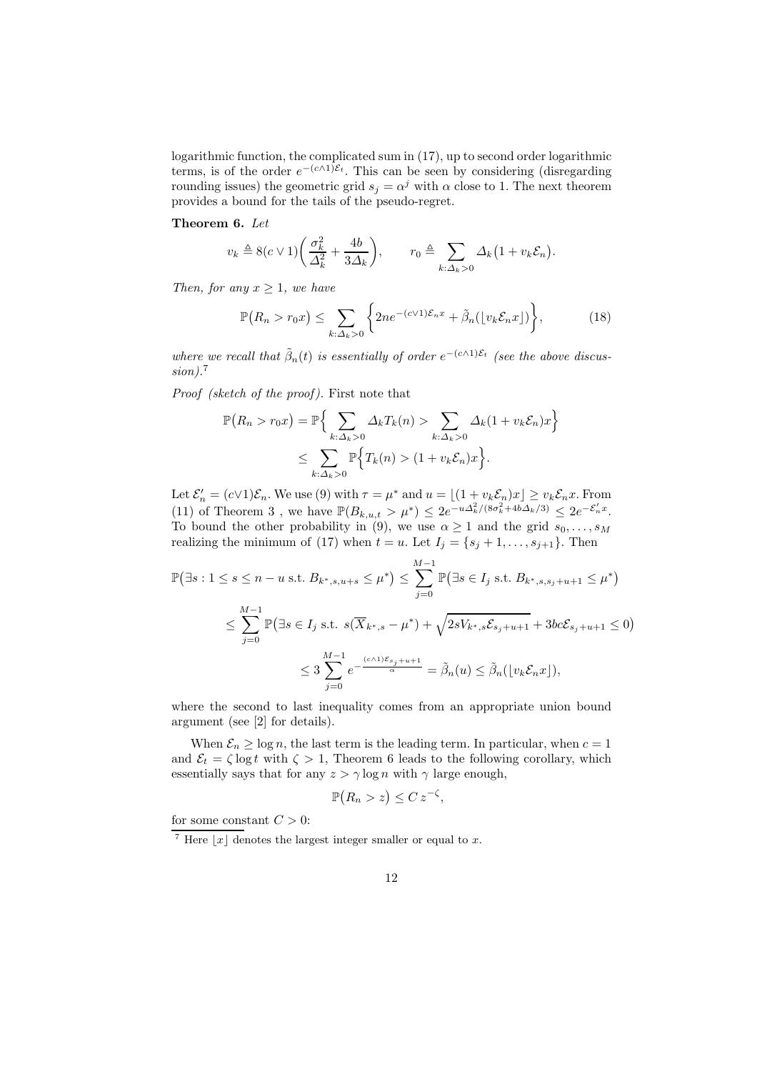logarithmic function, the complicated sum in (17), up to second order logarithmic terms, is of the order $e^{-(c\wedge 1)\mathcal{E}_t}$. This can be seen by considering (disregarding rounding issues) the geometric grid $s_j = \alpha^j$ with $\alpha$ close to 1. The next theorem provides a bound for the tails of the pseudo-regret.

**Theorem 6.** *Let*

$$v_k \triangleq 8(c \vee 1)\bigg(\frac{\sigma_k^2}{\Delta_k^2} + \frac{4b}{3\Delta_k}\bigg), \qquad r_0 \triangleq \sum_{k:\Delta_k>0} \Delta_k\big(1 + v_k\mathcal{E}_n\big).$$

*Then, for any $x \geq 1$, we have*

$$\mathbb{P}\big(R_n > r_0 x\big) \leq \sum_{k:\Delta_k>0} \bigg\{2ne^{-(c\vee 1)\mathcal{E}_n x} + \tilde{\beta}_n(\lfloor v_k\mathcal{E}_n x\rfloor)\bigg\}, \tag{18}$$

*where we recall that $\tilde{\beta}_n(t)$ is essentially of order $e^{-(c\wedge 1)\mathcal{E}_t}$ (see the above discussion).*[7]

*Proof (sketch of the proof).* First note that

$$\begin{aligned}\mathbb{P}\big(R_n > r_0 x\big) &= \mathbb{P}\Big\{\sum_{k:\Delta_k>0}\Delta_k T_k(n) > \sum_{k:\Delta_k>0}\Delta_k(1+v_k\mathcal{E}_n)x\Big\}\\ &\leq \sum_{k:\Delta_k>0}\mathbb{P}\Big\{T_k(n) > (1+v_k\mathcal{E}_n)x\Big\}.\end{aligned}$$

Let $\mathcal{E}'_n = (c\vee 1)\mathcal{E}_n$. We use (9) with $\tau = \mu^*$ and $u = \lfloor(1+v_k\mathcal{E}_n)x\rfloor \geq v_k\mathcal{E}_n x$. From (11) of Theorem 3 , we have $\mathbb{P}(B_{k,u,t} > \mu^*) \leq 2e^{-u\Delta_k^2/(8\sigma_k^2+4b\Delta_k/3)} \leq 2e^{-\mathcal{E}'_n x}$. To bound the other probability in (9), we use $\alpha \geq 1$ and the grid $s_0,\ldots,s_M$ realizing the minimum of (17) when $t = u$. Let $I_j = \{s_j+1,\ldots,s_{j+1}\}$. Then

$$\begin{aligned}\mathbb{P}\big(\exists s: 1\leq s\leq n-u \text{ s.t. } B_{k^*,s,u+s}\leq\mu^*\big) &\leq \sum_{j=0}^{M-1}\mathbb{P}\big(\exists s\in I_j \text{ s.t. } B_{k^*,s,s_j+u+1}\leq\mu^*\big)\\ &\leq \sum_{j=0}^{M-1}\mathbb{P}\big(\exists s\in I_j \text{ s.t. } s(\overline{X}_{k^*,s}-\mu^*)+\sqrt{2sV_{k^*,s}\mathcal{E}_{s_j+u+1}}+3bc\mathcal{E}_{s_j+u+1}\leq 0\big)\\ &\leq 3\sum_{j=0}^{M-1}e^{-\frac{(c\wedge 1)\mathcal{E}_{s_j+u+1}}{\alpha}} = \tilde{\beta}_n(u)\leq\tilde{\beta}_n(\lfloor v_k\mathcal{E}_n x\rfloor),\end{aligned}$$

where the second to last inequality comes from an appropriate union bound argument (see [2] for details).

When $\mathcal{E}_n \geq \log n$, the last term is the leading term. In particular, when $c = 1$ and $\mathcal{E}_t = \zeta\log t$ with $\zeta > 1$, Theorem 6 leads to the following corollary, which essentially says that for any $z > \gamma\log n$ with $\gamma$ large enough,

$$\mathbb{P}\big(R_n > z\big) \leq C\,z^{-\zeta},$$

for some constant $C > 0$:

[7] Here $\lfloor x\rfloor$ denotes the largest integer smaller or equal to $x$.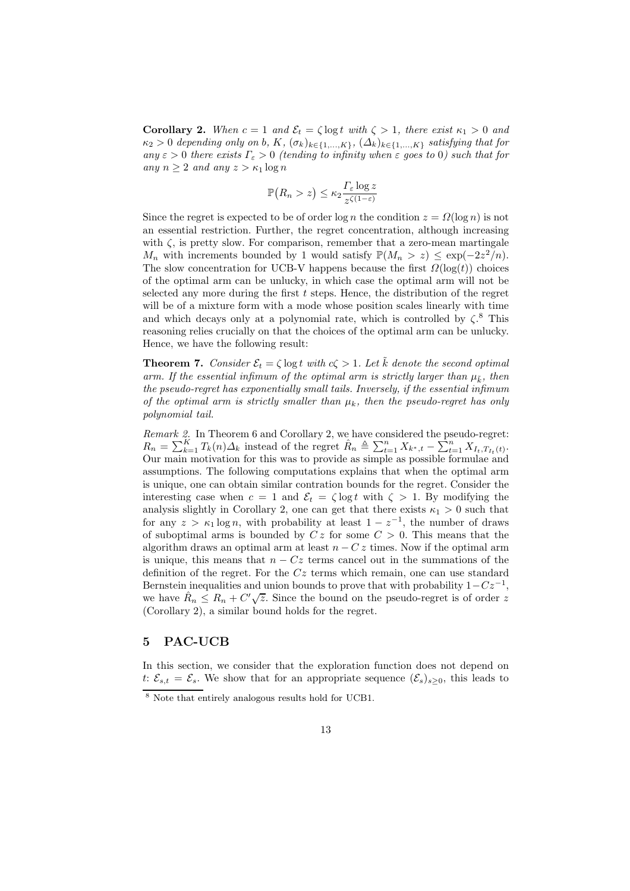**Corollary 2.** *When $c = 1$ and $\mathcal{E}_t = \zeta \log t$ with $\zeta > 1$, there exist $\kappa_1 > 0$ and $\kappa_2 > 0$ depending only on $b$, $K$, $(\sigma_k)_{k\in\{1,\dots,K\}}$, $(\Delta_k)_{k\in\{1,\dots,K\}}$ satisfying that for any $\varepsilon > 0$ there exists $\Gamma_\varepsilon > 0$ (tending to infinity when $\varepsilon$ goes to 0) such that for any $n \geq 2$ and any $z > \kappa_1 \log n$*

$$\mathbb{P}\big(R_n > z\big) \leq \kappa_2 \frac{\Gamma_\varepsilon \log z}{z^{\zeta(1-\varepsilon)}}$$

Since the regret is expected to be of order $\log n$ the condition $z = \Omega(\log n)$ is not an essential restriction. Further, the regret concentration, although increasing with $\zeta$, is pretty slow. For comparison, remember that a zero-mean martingale $M_n$ with increments bounded by 1 would satisfy $\mathbb{P}(M_n > z) \leq \exp(-2z^2/n)$. The slow concentration for UCB-V happens because the first $\Omega(\log(t))$ choices of the optimal arm can be unlucky, in which case the optimal arm will not be selected any more during the first $t$ steps. Hence, the distribution of the regret will be of a mixture form with a mode whose position scales linearly with time and which decays only at a polynomial rate, which is controlled by $\zeta$.[8] This reasoning relies crucially on that the choices of the optimal arm can be unlucky. Hence, we have the following result:

**Theorem 7.** *Consider $\mathcal{E}_t = \zeta \log t$ with $c\zeta > 1$. Let $\tilde{k}$ denote the second optimal arm. If the essential infimum of the optimal arm is strictly larger than $\mu_{\tilde{k}}$, then the pseudo-regret has exponentially small tails. Inversely, if the essential infimum of the optimal arm is strictly smaller than $\mu_{\tilde{k}}$, then the pseudo-regret has only polynomial tail.*

*Remark 2.* In Theorem 6 and Corollary 2, we have considered the pseudo-regret: $R_n = \sum_{k=1}^{K} T_k(n)\Delta_k$ instead of the regret $\hat{R}_n \triangleq \sum_{t=1}^{n} X_{k^*,t} - \sum_{t=1}^{n} X_{I_t,T_{I_t}(t)}$. Our main motivation for this was to provide as simple as possible formulae and assumptions. The following computations explains that when the optimal arm is unique, one can obtain similar contration bounds for the regret. Consider the interesting case when $c = 1$ and $\mathcal{E}_t = \zeta \log t$ with $\zeta > 1$. By modifying the analysis slightly in Corollary 2, one can get that there exists $\kappa_1 > 0$ such that for any $z > \kappa_1 \log n$, with probability at least $1 - z^{-1}$, the number of draws of suboptimal arms is bounded by $C z$ for some $C > 0$. This means that the algorithm draws an optimal arm at least $n - C z$ times. Now if the optimal arm is unique, this means that $n - Cz$ terms cancel out in the summations of the definition of the regret. For the $Cz$ terms which remain, one can use standard Bernstein inequalities and union bounds to prove that with probability $1 - Cz^{-1}$, we have $\hat{R}_n \leq R_n + C'\sqrt{z}$. Since the bound on the pseudo-regret is of order $z$ (Corollary 2), a similar bound holds for the regret.

## 5 PAC-UCB

In this section, we consider that the exploration function does not depend on $t$: $\mathcal{E}_{s,t} = \mathcal{E}_s$. We show that for an appropriate sequence $(\mathcal{E}_s)_{s\geq 0}$, this leads to

[8] Note that entirely analogous results hold for UCB1.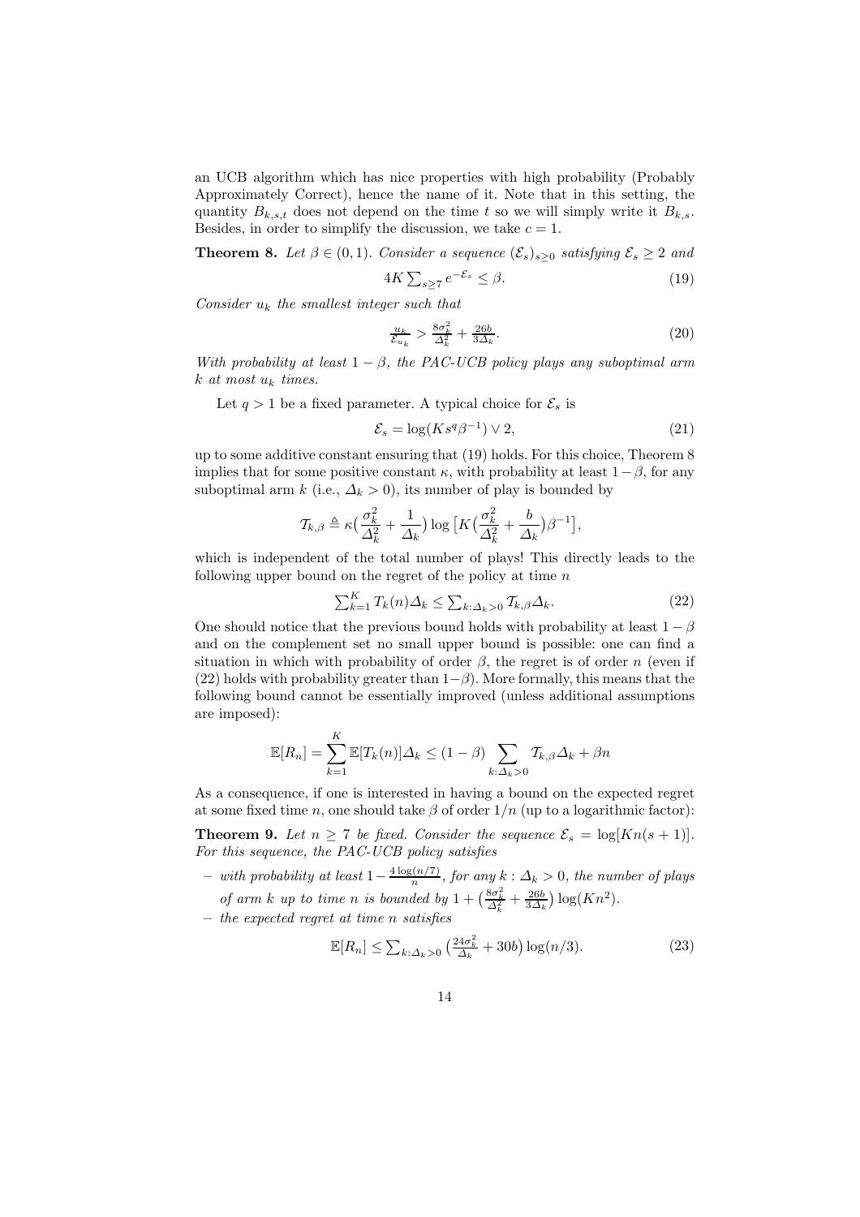an UCB algorithm which has nice properties with high probability (Probably Approximately Correct), hence the name of it. Note that in this setting, the quantity $B_{k,s,t}$ does not depend on the time $t$ so we will simply write it $B_{k,s}$. Besides, in order to simplify the discussion, we take $c = 1$.

**Theorem 8.** *Let $\beta \in (0, 1)$. Consider a sequence $(\mathcal{E}_s)_{s \geq 0}$ satisfying $\mathcal{E}_s \geq 2$ and*

$$4K \sum_{s \geq 7} e^{-\mathcal{E}_s} \leq \beta. \tag{19}$$

*Consider $u_k$ the smallest integer such that*

$$\frac{u_k}{\mathcal{E}_{u_k}} > \frac{8\sigma_k^2}{\Delta_k^2} + \frac{26b}{3\Delta_k}. \tag{20}$$

*With probability at least $1 - \beta$, the PAC-UCB policy plays any suboptimal arm $k$ at most $u_k$ times.*

Let $q > 1$ be a fixed parameter. A typical choice for $\mathcal{E}_s$ is

$$\mathcal{E}_s = \log(K s^q \beta^{-1}) \vee 2, \tag{21}$$

up to some additive constant ensuring that (19) holds. For this choice, Theorem 8 implies that for some positive constant $\kappa$, with probability at least $1-\beta$, for any suboptimal arm $k$ (i.e., $\Delta_k > 0$), its number of play is bounded by

$$\mathcal{T}_{k,\beta} \triangleq \kappa\Big(\frac{\sigma_k^2}{\Delta_k^2} + \frac{1}{\Delta_k}\Big) \log\Big[K\Big(\frac{\sigma_k^2}{\Delta_k^2} + \frac{b}{\Delta_k}\Big)\beta^{-1}\Big],$$

which is independent of the total number of plays! This directly leads to the following upper bound on the regret of the policy at time $n$

$$\sum_{k=1}^{K} T_k(n)\Delta_k \leq \sum_{k:\Delta_k>0} \mathcal{T}_{k,\beta}\Delta_k. \tag{22}$$

One should notice that the previous bound holds with probability at least $1-\beta$ and on the complement set no small upper bound is possible: one can find a situation in which with probability of order $\beta$, the regret is of order $n$ (even if (22) holds with probability greater than $1-\beta$). More formally, this means that the following bound cannot be essentially improved (unless additional assumptions are imposed):

$$\mathbb{E}[R_n] = \sum_{k=1}^{K} \mathbb{E}[T_k(n)]\Delta_k \leq (1-\beta) \sum_{k:\Delta_k>0} \mathcal{T}_{k,\beta}\Delta_k + \beta n$$

As a consequence, if one is interested in having a bound on the expected regret at some fixed time $n$, one should take $\beta$ of order $1/n$ (up to a logarithmic factor):

**Theorem 9.** *Let $n \geq 7$ be fixed. Consider the sequence $\mathcal{E}_s = \log[Kn(s+1)]$. For this sequence, the PAC-UCB policy satisfies*

- *with probability at least $1 - \frac{4\log(n/7)}{n}$, for any $k : \Delta_k > 0$, the number of plays of arm $k$ up to time $n$ is bounded by $1 + \big(\frac{8\sigma_k^2}{\Delta_k^2} + \frac{26b}{3\Delta_k}\big)\log(Kn^2)$.*
- *the expected regret at time $n$ satisfies*

$$\mathbb{E}[R_n] \leq \sum_{k:\Delta_k>0} \Big(\frac{24\sigma_k^2}{\Delta_k} + 30b\Big)\log(n/3). \tag{23}$$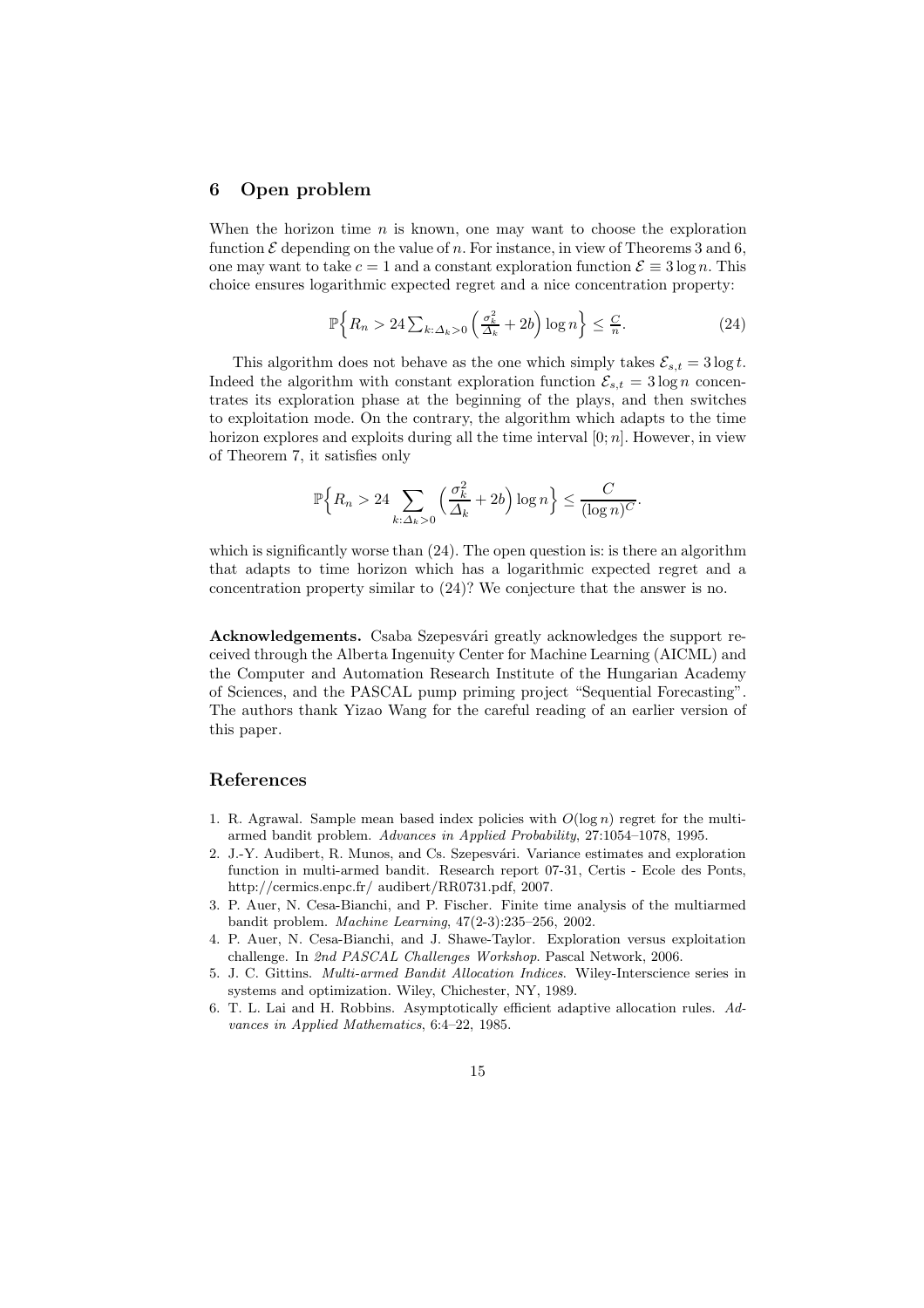## 6 Open problem

When the horizon time $n$ is known, one may want to choose the exploration function $\mathcal{E}$ depending on the value of $n$. For instance, in view of Theorems 3 and 6, one may want to take $c = 1$ and a constant exploration function $\mathcal{E} \equiv 3 \log n$. This choice ensures logarithmic expected regret and a nice concentration property:

$$\mathbb{P}\Big\{ R_n > 24 \sum_{k:\Delta_k>0} \Big( \frac{\sigma_k^2}{\Delta_k} + 2b \Big) \log n \Big\} \leq \frac{C}{n}. \tag{24}$$

This algorithm does not behave as the one which simply takes $\mathcal{E}_{s,t} = 3 \log t$. Indeed the algorithm with constant exploration function $\mathcal{E}_{s,t} = 3 \log n$ concentrates its exploration phase at the beginning of the plays, and then switches to exploitation mode. On the contrary, the algorithm which adapts to the time horizon explores and exploits during all the time interval $[0; n]$. However, in view of Theorem 7, it satisfies only

$$\mathbb{P}\Big\{ R_n > 24 \sum_{k:\Delta_k>0} \Big( \frac{\sigma_k^2}{\Delta_k} + 2b \Big) \log n \Big\} \leq \frac{C}{(\log n)^C}.$$

which is significantly worse than (24). The open question is: is there an algorithm that adapts to time horizon which has a logarithmic expected regret and a concentration property similar to (24)? We conjecture that the answer is no.

**Acknowledgements.** Csaba Szepesvári greatly acknowledges the support received through the Alberta Ingenuity Center for Machine Learning (AICML) and the Computer and Automation Research Institute of the Hungarian Academy of Sciences, and the PASCAL pump priming project "Sequential Forecasting". The authors thank Yizao Wang for the careful reading of an earlier version of this paper.

## References

1. R. Agrawal. Sample mean based index policies with $O(\log n)$ regret for the multi-armed bandit problem. *Advances in Applied Probability*, 27:1054–1078, 1995.
2. J.-Y. Audibert, R. Munos, and Cs. Szepesvári. Variance estimates and exploration function in multi-armed bandit. Research report 07-31, Certis - Ecole des Ponts, http://cermics.enpc.fr/ audibert/RR0731.pdf, 2007.
3. P. Auer, N. Cesa-Bianchi, and P. Fischer. Finite time analysis of the multiarmed bandit problem. *Machine Learning*, 47(2-3):235–256, 2002.
4. P. Auer, N. Cesa-Bianchi, and J. Shawe-Taylor. Exploration versus exploitation challenge. In *2nd PASCAL Challenges Workshop*. Pascal Network, 2006.
5. J. C. Gittins. *Multi-armed Bandit Allocation Indices*. Wiley-Interscience series in systems and optimization. Wiley, Chichester, NY, 1989.
6. T. L. Lai and H. Robbins. Asymptotically efficient adaptive allocation rules. *Advances in Applied Mathematics*, 6:4–22, 1985.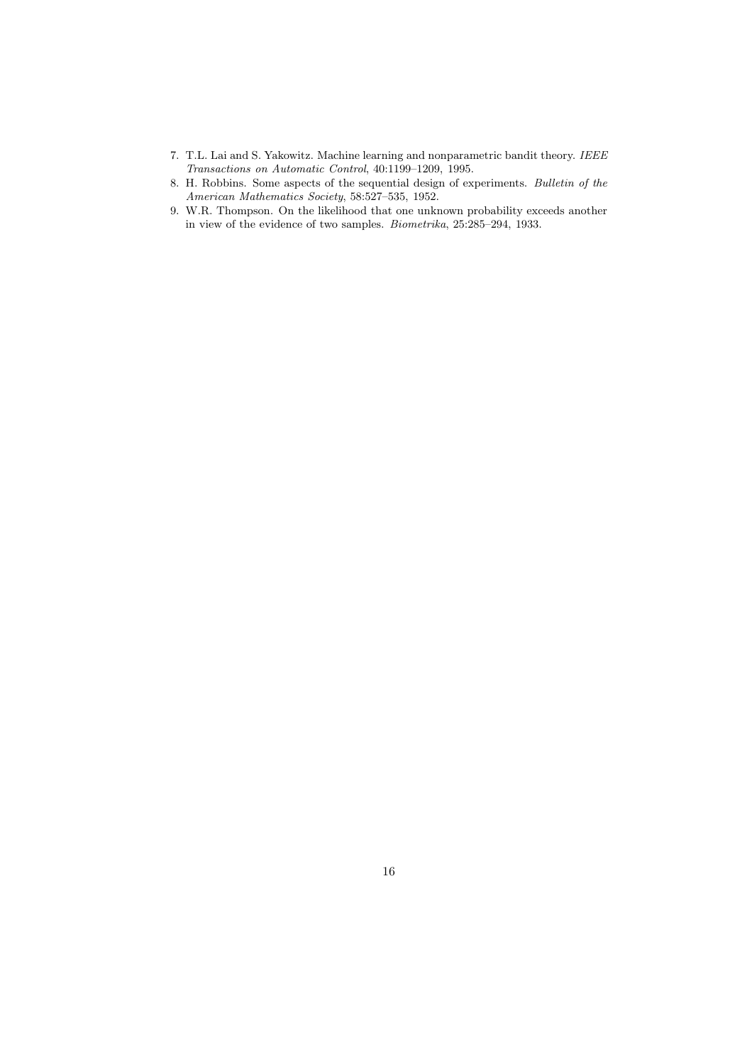7. T.L. Lai and S. Yakowitz. Machine learning and nonparametric bandit theory. *IEEE Transactions on Automatic Control*, 40:1199–1209, 1995.
8. H. Robbins. Some aspects of the sequential design of experiments. *Bulletin of the American Mathematics Society*, 58:527–535, 1952.
9. W.R. Thompson. On the likelihood that one unknown probability exceeds another in view of the evidence of two samples. *Biometrika*, 25:285–294, 1933.